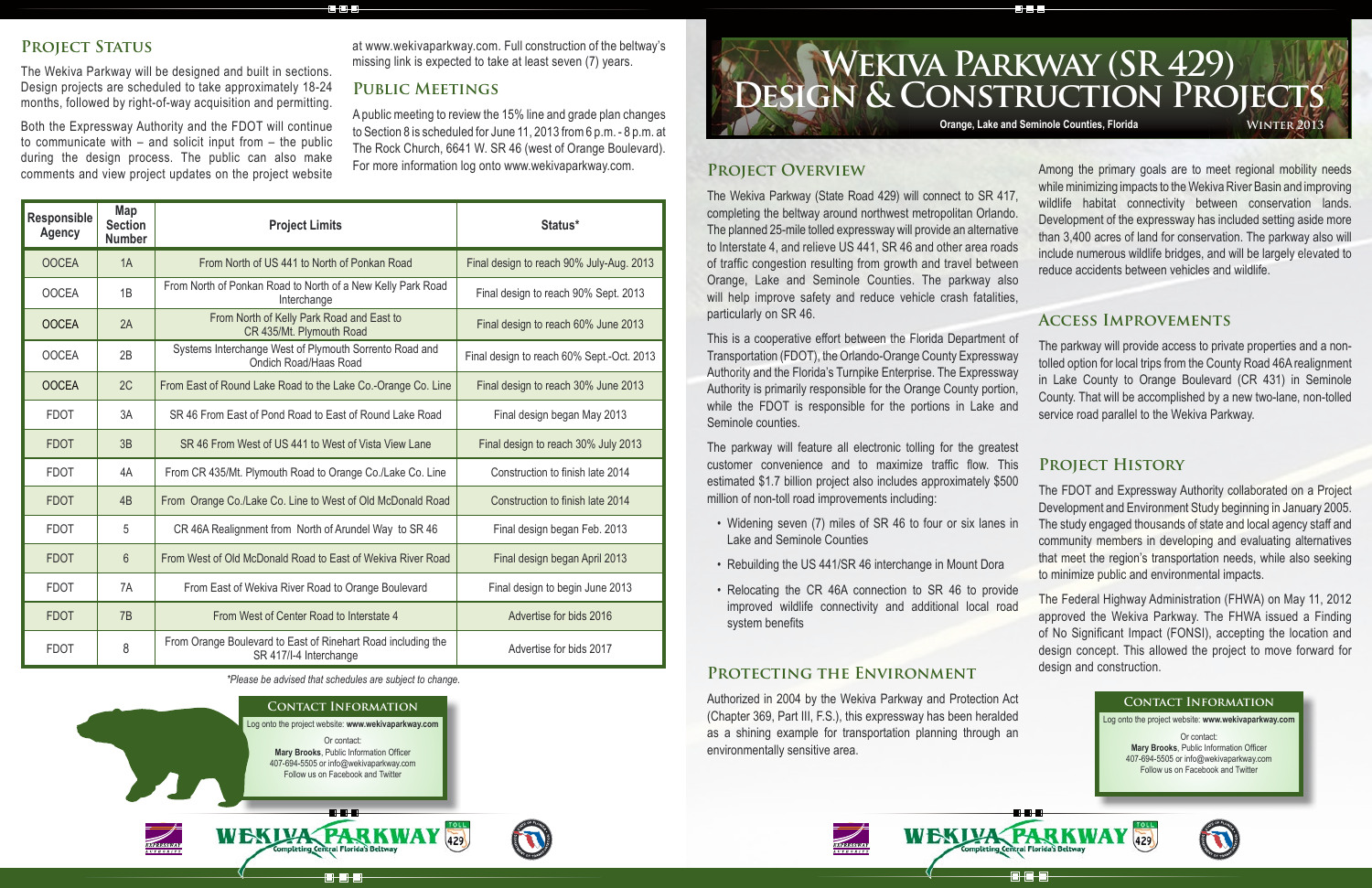# Wekiva Parkway (SR 429) Design & Construction Projects

**Orange, Lake and Seminole Counties, Florida** — **Winter 2013**

## Project Overview

The Wekiva Parkway (State Road 429) will connect to SR 417, completing the beltway around northwest metropolitan Orlando. The planned 25-mile tolled expressway will provide an alternative to Interstate 4, and relieve US 441, SR 46 and other area roads of traffic congestion resulting from growth and travel between Orange, Lake and Seminole Counties. The parkway also will help improve safety and reduce vehicle crash fatalities, particularly on SR 46.

This is a cooperative effort between the Florida Department of Transportation (FDOT), the Orlando-Orange County Expressway Authority and the Florida's Turnpike Enterprise. The Expressway Authority is primarily responsible for the Orange County portion, while the FDOT is responsible for the portions in Lake and Seminole counties.

The parkway will feature all electronic tolling for the greatest customer convenience and to maximize traffic flow. This estimated $1.7 billion project also includes approximately $500 million of non-toll road improvements including:

- Widening seven (7) miles of SR 46 to four or six lanes in Lake and Seminole Counties
- Rebuilding the US 441/SR 46 interchange in Mount Dora
- Relocating the CR 46A connection to SR 46 to provide improved wildlife connectivity and additional local road system benefits

## Protecting the Environment

Authorized in 2004 by the Wekiva Parkway and Protection Act (Chapter 369, Part III, F.S.), this expressway has been heralded as a shining example for transportation planning through an environmentally sensitive area.

Among the primary goals are to meet regional mobility needs while minimizing impacts to the Wekiva River Basin and improving wildlife habitat connectivity between conservation lands. Development of the expressway has included setting aside more than 3,400 acres of land for conservation. The parkway also will include numerous wildlife bridges, and will be largely elevated to reduce accidents between vehicles and wildlife.

## Access Improvements

The parkway will provide access to private properties and a non-tolled option for local trips from the County Road 46A realignment in Lake County to Orange Boulevard (CR 431) in Seminole County. That will be accomplished by a new two-lane, non-tolled service road parallel to the Wekiva Parkway.

## Project History

The FDOT and Expressway Authority collaborated on a Project Development and Environment Study beginning in January 2005. The study engaged thousands of state and local agency staff and community members in developing and evaluating alternatives that meet the region's transportation needs, while also seeking to minimize public and environmental impacts.

The Federal Highway Administration (FHWA) on May 11, 2012 approved the Wekiva Parkway. The FHWA issued a Finding of No Significant Impact (FONSI), accepting the location and design concept. This allowed the project to move forward for design and construction.

## Project Status

The Wekiva Parkway will be designed and built in sections. Design projects are scheduled to take approximately 18-24 months, followed by right-of-way acquisition and permitting.

Both the Expressway Authority and the FDOT will continue to communicate with – and solicit input from – the public during the design process. The public can also make comments and view project updates on the project website at www.wekivaparkway.com. Full construction of the beltway's missing link is expected to take at least seven (7) years.

## Public Meetings

A public meeting to review the 15% line and grade plan changes to Section 8 is scheduled for June 11, 2013 from 6 p.m. - 8 p.m. at The Rock Church, 6641 W. SR 46 (west of Orange Boulevard). For more information log onto www.wekivaparkway.com.

| Responsible Agency | Map Section Number | Project Limits | Status* |
|---|---|---|---|
| OOCEA | 1A | From North of US 441 to North of Ponkan Road | Final design to reach 90% July-Aug. 2013 |
| OOCEA | 1B | From North of Ponkan Road to North of a New Kelly Park Road Interchange | Final design to reach 90% Sept. 2013 |
| OOCEA | 2A | From North of Kelly Park Road and East to CR 435/Mt. Plymouth Road | Final design to reach 60% June 2013 |
| OOCEA | 2B | Systems Interchange West of Plymouth Sorrento Road and Ondich Road/Haas Road | Final design to reach 60% Sept.-Oct. 2013 |
| OOCEA | 2C | From East of Round Lake Road to the Lake Co.-Orange Co. Line | Final design to reach 30% June 2013 |
| FDOT | 3A | SR 46 From East of Pond Road to East of Round Lake Road | Final design began May 2013 |
| FDOT | 3B | SR 46 From West of US 441 to West of Vista View Lane | Final design to reach 30% July 2013 |
| FDOT | 4A | From CR 435/Mt. Plymouth Road to Orange Co./Lake Co. Line | Construction to finish late 2014 |
| FDOT | 4B | From Orange Co./Lake Co. Line to West of Old McDonald Road | Construction to finish late 2014 |
| FDOT | 5 | CR 46A Realignment from North of Arundel Way to SR 46 | Final design began Feb. 2013 |
| FDOT | 6 | From West of Old McDonald Road to East of Wekiva River Road | Final design began April 2013 |
| FDOT | 7A | From East of Wekiva River Road to Orange Boulevard | Final design to begin June 2013 |
| FDOT | 7B | From West of Center Road to Interstate 4 | Advertise for bids 2016 |
| FDOT | 8 | From Orange Boulevard to East of Rinehart Road including the SR 417/I-4 Interchange | Advertise for bids 2017 |

*\*Please be advised that schedules are subject to change.*

## Contact Information

Log onto the project website: **www.wekivaparkway.com**

Or contact:
**Mary Brooks**, Public Information Officer
407-694-5505 or info@wekivaparkway.com
Follow us on Facebook and Twitter

WEKIVA PARKWAY — Completing Central Florida's Beltway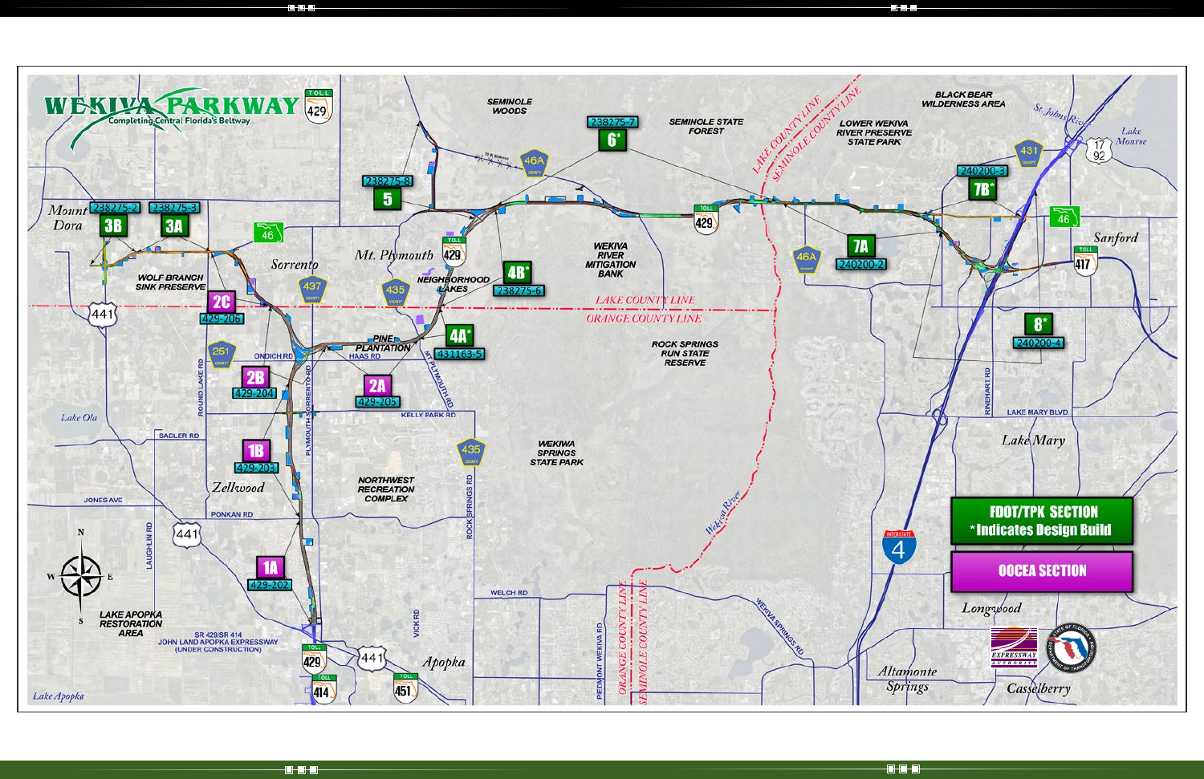# WEKIVA PARKWAY

Completing Central Florida's Beltway

TOLL 429

3B 238275-2

3A 238275-3

2C 429-206

2B 429-204

1B 429-203

1A 429-202

2A 429-205

4A* 431163-5

4B* 238275-6

5 238275-8

6* 238275-7

7A 240200-2

7B* 240200-3

8* 240200-4

FDOT/TPK SECTION
*Indicates Design Build

OOCEA SECTION

Mount Dora
Sorrento
Mt. Plymouth
Zellwood
Apopka
Sanford
Lake Mary
Longwood
Altamonte Springs
Casselberry

SEMINOLE WOODS
SEMINOLE STATE FOREST
BLACK BEAR WILDERNESS AREA
LOWER WEKIVA RIVER PRESERVE STATE PARK
WOLF BRANCH SINK PRESERVE
NEIGHBORHOOD LAKES
PINE PLANTATION
WEKIVA RIVER MITIGATION BANK
ROCK SPRINGS RUN STATE RESERVE
WEKIWA SPRINGS STATE PARK
NORTHWEST RECREATION COMPLEX
LAKE APOPKA RESTORATION AREA

SR 429/SR 414
JOHN LAND APOPKA EXPRESSWAY
(UNDER CONSTRUCTION)

LAKE COUNTY LINE
ORANGE COUNTY LINE
SEMINOLE COUNTY LINE

Lake Ola
Lake Apopka
Lake Monroe
St. Johns River
Wekiva River

ROUND LAKE RD
ONDICH RD
HAAS RD
PLYMOUTH SORRENTO RD
MT PLYMOUTH RD
KELLY PARK RD
SADLER RD
JONES AVE
PONKAN RD
LAUGHLIN RD
ROCK SPRINGS RD
VICK RD
WELCH RD
PIEDMONT WEKIVA RD
WEKIVA SPRINGS RD
RINEHART RD
LAKE MARY BLVD

441
46
437
435
251
46A
429
431
17 92
417
4
414
451